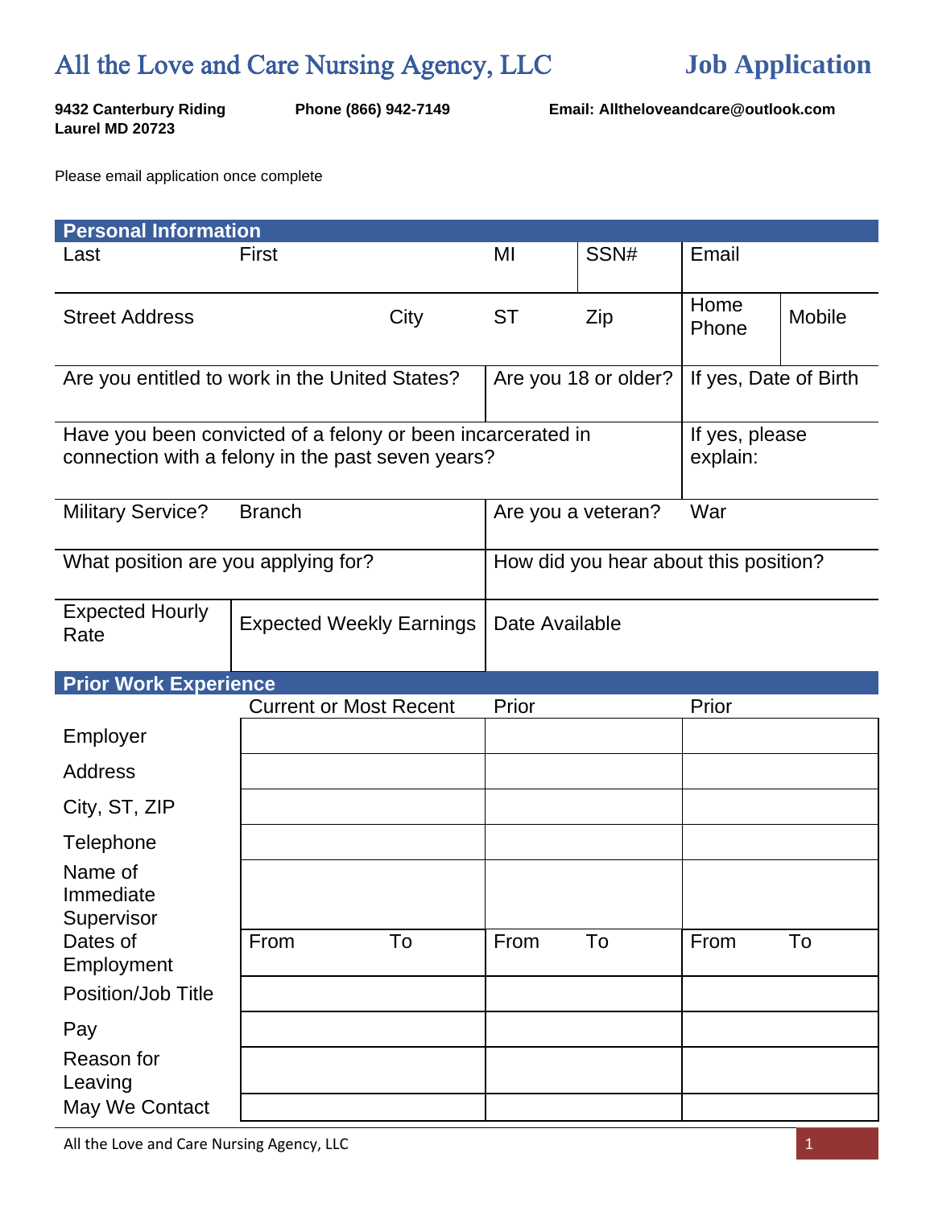# All the Love and Care Nursing Agency, LLC

## Job Application

**9432 Canterbury Riding**
**Laurel MD 20723**

**Phone (866) 942-7149**

**Email: Alltheloveandcare@outlook.com**

Please email application once complete

### Personal Information

| Last | First | MI | SSN# | Email |
|---|---|---|---|---|
| | | | | |

| Street Address | City | ST | Zip | Home Phone | Mobile |
|---|---|---|---|---|---|
| | | | | | |

| Are you entitled to work in the United States? | Are you 18 or older? | If yes, Date of Birth |
|---|---|---|
| | | |

| Have you been convicted of a felony or been incarcerated in connection with a felony in the past seven years? | If yes, please explain: |
|---|---|
| | |

| Military Service? | Branch | Are you a veteran? | War |
|---|---|---|---|
| | | | |

| What position are you applying for? | How did you hear about this position? |
|---|---|
| | |

| Expected Hourly Rate | Expected Weekly Earnings | Date Available |
|---|---|---|
| | | |

### Prior Work Experience

| | Current or Most Recent | | Prior | | Prior | |
|---|---|---|---|---|---|---|
| Employer | | | | | | |
| Address | | | | | | |
| City, ST, ZIP | | | | | | |
| Telephone | | | | | | |
| Name of Immediate Supervisor | | | | | | |
| Dates of Employment | From | To | From | To | From | To |
| Position/Job Title | | | | | | |
| Pay | | | | | | |
| Reason for Leaving | | | | | | |
| May We Contact | | | | | | |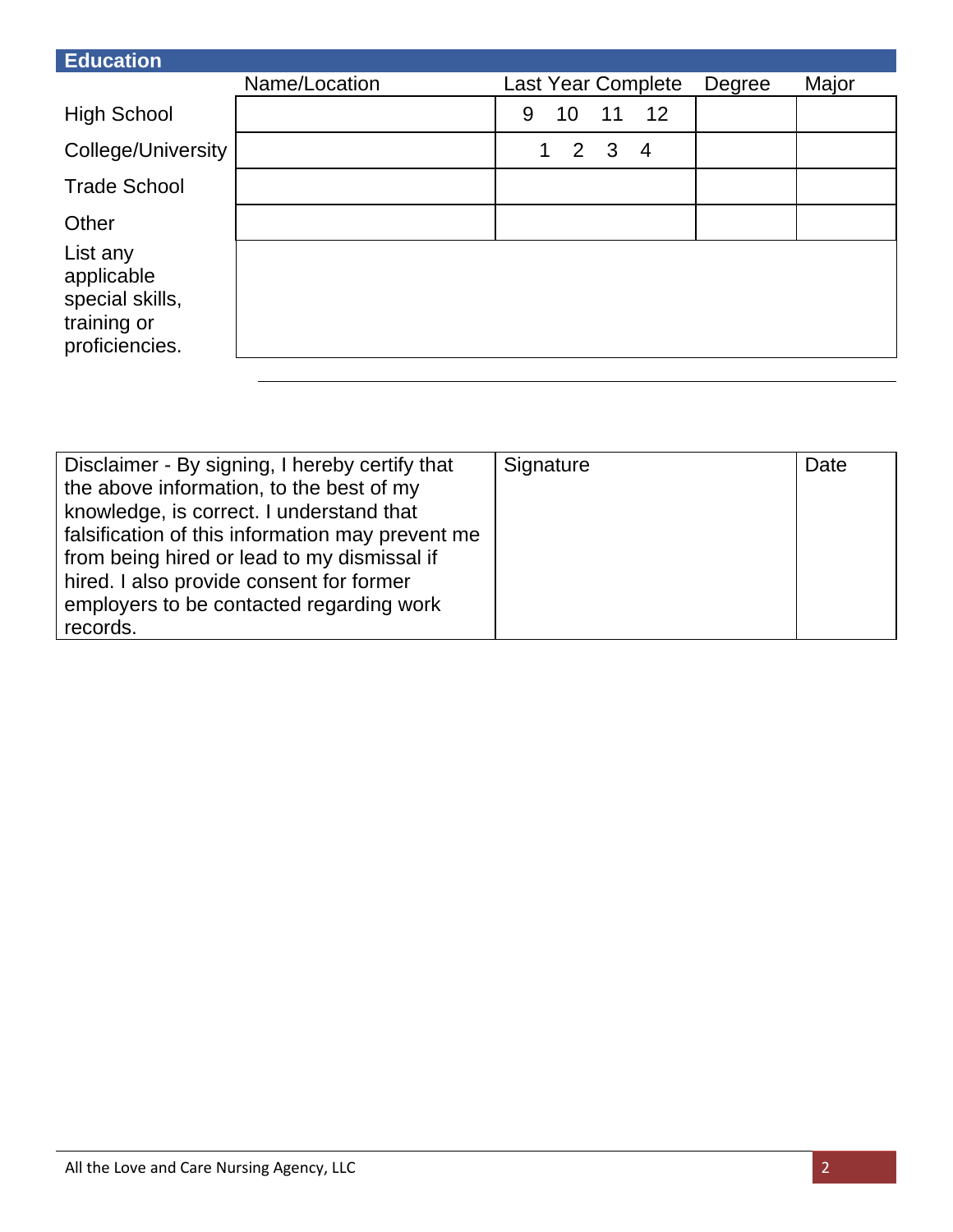## Education

| | Name/Location | Last Year Complete | Degree | Major |
|---|---|---|---|---|
| High School | | 9 10 11 12 | | |
| College/University | | 1 2 3 4 | | |
| Trade School | | | | |
| Other | | | | |
| List any applicable special skills, training or proficiencies. | | | | |

| | | |
|---|---|---|
| Disclaimer - By signing, I hereby certify that the above information, to the best of my knowledge, is correct. I understand that falsification of this information may prevent me from being hired or lead to my dismissal if hired. I also provide consent for former employers to be contacted regarding work records. | Signature | Date |